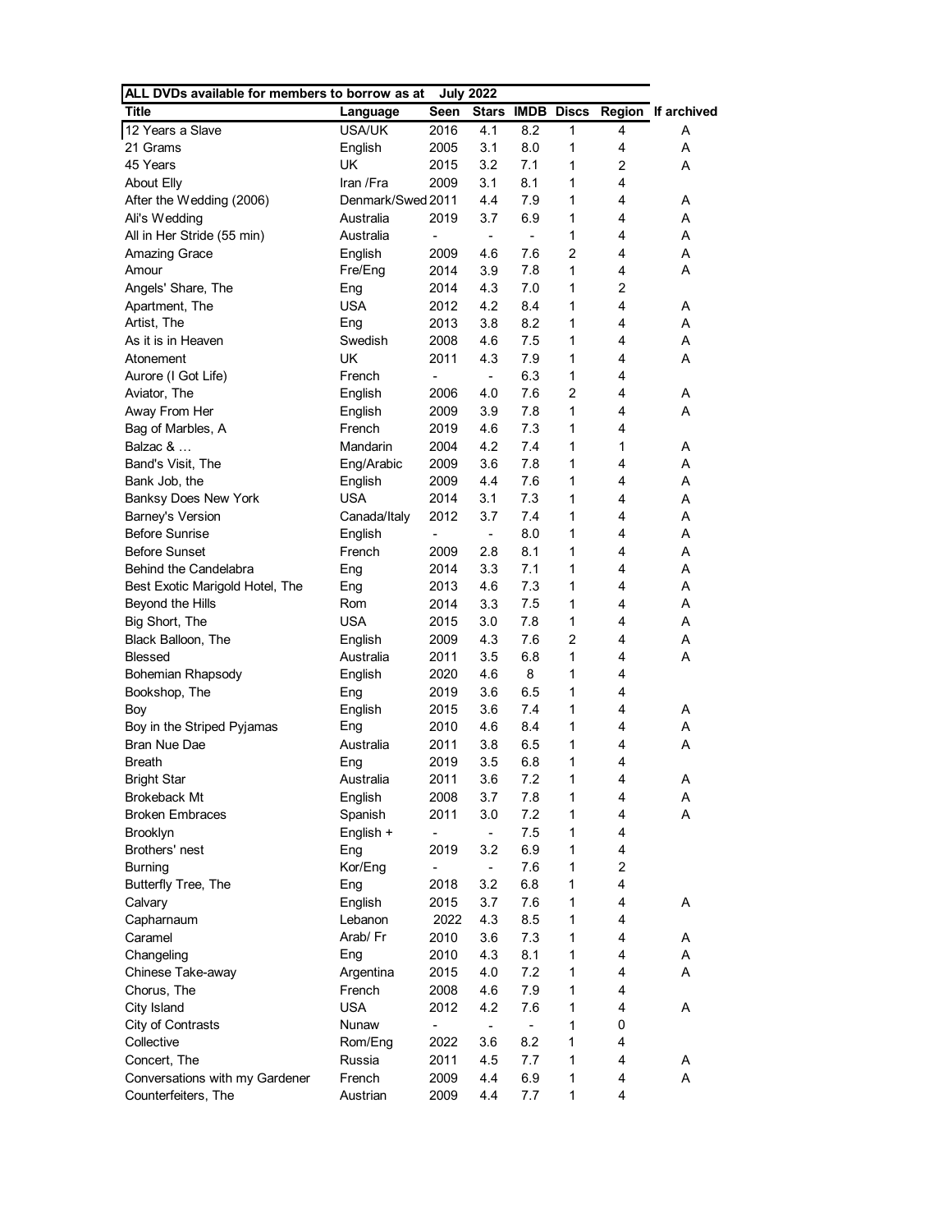| ALL DVDs available for members to borrow as at | | July 2022 | | | | | |
|---|---|---|---|---|---|---|---|
| **Title** | **Language** | **Seen** | **Stars** | **IMDB** | **Discs** | **Region** | **If archived** |
| 12 Years a Slave | USA/UK | 2016 | 4.1 | 8.2 | 1 | 4 | A |
| 21 Grams | English | 2005 | 3.1 | 8.0 | 1 | 4 | A |
| 45 Years | UK | 2015 | 3.2 | 7.1 | 1 | 2 | A |
| About Elly | Iran /Fra | 2009 | 3.1 | 8.1 | 1 | 4 | |
| After the Wedding (2006) | Denmark/Swed | 2011 | 4.4 | 7.9 | 1 | 4 | A |
| Ali's Wedding | Australia | 2019 | 3.7 | 6.9 | 1 | 4 | A |
| All in Her Stride (55 min) | Australia | - | - | - | 1 | 4 | A |
| Amazing Grace | English | 2009 | 4.6 | 7.6 | 2 | 4 | A |
| Amour | Fre/Eng | 2014 | 3.9 | 7.8 | 1 | 4 | A |
| Angels' Share, The | Eng | 2014 | 4.3 | 7.0 | 1 | 2 | |
| Apartment, The | USA | 2012 | 4.2 | 8.4 | 1 | 4 | A |
| Artist, The | Eng | 2013 | 3.8 | 8.2 | 1 | 4 | A |
| As it is in Heaven | Swedish | 2008 | 4.6 | 7.5 | 1 | 4 | A |
| Atonement | UK | 2011 | 4.3 | 7.9 | 1 | 4 | A |
| Aurore (I Got Life) | French | - | - | 6.3 | 1 | 4 | |
| Aviator, The | English | 2006 | 4.0 | 7.6 | 2 | 4 | A |
| Away From Her | English | 2009 | 3.9 | 7.8 | 1 | 4 | A |
| Bag of Marbles, A | French | 2019 | 4.6 | 7.3 | 1 | 4 | |
| Balzac & … | Mandarin | 2004 | 4.2 | 7.4 | 1 | 1 | A |
| Band's Visit, The | Eng/Arabic | 2009 | 3.6 | 7.8 | 1 | 4 | A |
| Bank Job, the | English | 2009 | 4.4 | 7.6 | 1 | 4 | A |
| Banksy Does New York | USA | 2014 | 3.1 | 7.3 | 1 | 4 | A |
| Barney's Version | Canada/Italy | 2012 | 3.7 | 7.4 | 1 | 4 | A |
| Before Sunrise | English | - | - | 8.0 | 1 | 4 | A |
| Before Sunset | French | 2009 | 2.8 | 8.1 | 1 | 4 | A |
| Behind the Candelabra | Eng | 2014 | 3.3 | 7.1 | 1 | 4 | A |
| Best Exotic Marigold Hotel, The | Eng | 2013 | 4.6 | 7.3 | 1 | 4 | A |
| Beyond the Hills | Rom | 2014 | 3.3 | 7.5 | 1 | 4 | A |
| Big Short, The | USA | 2015 | 3.0 | 7.8 | 1 | 4 | A |
| Black Balloon, The | English | 2009 | 4.3 | 7.6 | 2 | 4 | A |
| Blessed | Australia | 2011 | 3.5 | 6.8 | 1 | 4 | A |
| Bohemian Rhapsody | English | 2020 | 4.6 | 8 | 1 | 4 | |
| Bookshop, The | Eng | 2019 | 3.6 | 6.5 | 1 | 4 | |
| Boy | English | 2015 | 3.6 | 7.4 | 1 | 4 | A |
| Boy in the Striped Pyjamas | Eng | 2010 | 4.6 | 8.4 | 1 | 4 | A |
| Bran Nue Dae | Australia | 2011 | 3.8 | 6.5 | 1 | 4 | A |
| Breath | Eng | 2019 | 3.5 | 6.8 | 1 | 4 | |
| Bright Star | Australia | 2011 | 3.6 | 7.2 | 1 | 4 | A |
| Brokeback Mt | English | 2008 | 3.7 | 7.8 | 1 | 4 | A |
| Broken Embraces | Spanish | 2011 | 3.0 | 7.2 | 1 | 4 | A |
| Brooklyn | English + | - | - | 7.5 | 1 | 4 | |
| Brothers' nest | Eng | 2019 | 3.2 | 6.9 | 1 | 4 | |
| Burning | Kor/Eng | - | - | 7.6 | 1 | 2 | |
| Butterfly Tree, The | Eng | 2018 | 3.2 | 6.8 | 1 | 4 | |
| Calvary | English | 2015 | 3.7 | 7.6 | 1 | 4 | A |
| Capharnaum | Lebanon | 2022 | 4.3 | 8.5 | 1 | 4 | |
| Caramel | Arab/ Fr | 2010 | 3.6 | 7.3 | 1 | 4 | A |
| Changeling | Eng | 2010 | 4.3 | 8.1 | 1 | 4 | A |
| Chinese Take-away | Argentina | 2015 | 4.0 | 7.2 | 1 | 4 | A |
| Chorus, The | French | 2008 | 4.6 | 7.9 | 1 | 4 | |
| City Island | USA | 2012 | 4.2 | 7.6 | 1 | 4 | A |
| City of Contrasts | Nunaw | - | - | - | 1 | 0 | |
| Collective | Rom/Eng | 2022 | 3.6 | 8.2 | 1 | 4 | |
| Concert, The | Russia | 2011 | 4.5 | 7.7 | 1 | 4 | A |
| Conversations with my Gardener | French | 2009 | 4.4 | 6.9 | 1 | 4 | A |
| Counterfeiters, The | Austrian | 2009 | 4.4 | 7.7 | 1 | 4 | |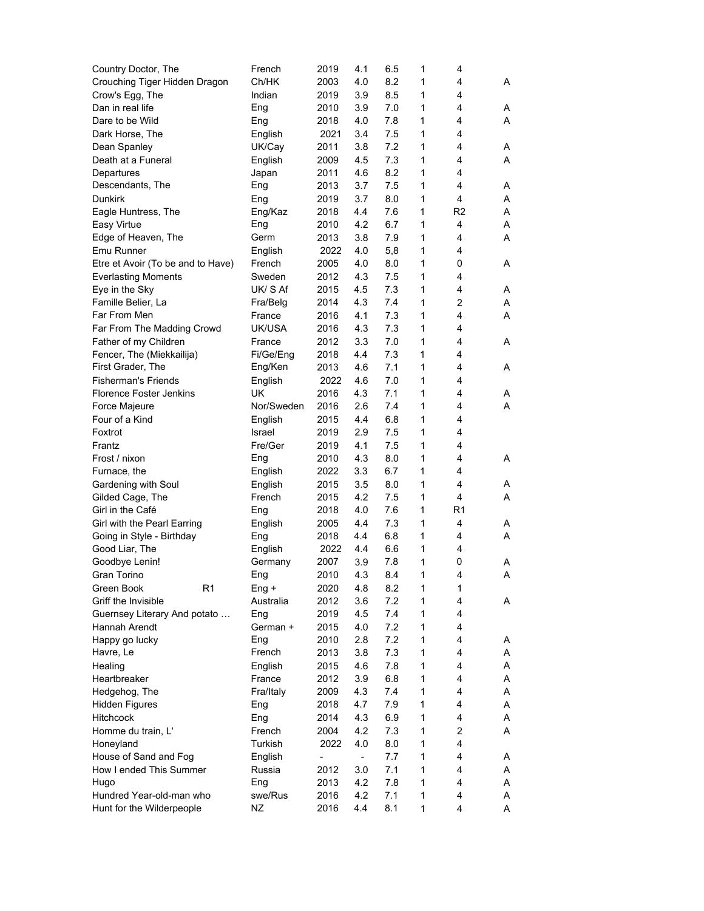| | | | | | | | |
|---|---|---|---|---|---|---|---|
| Country Doctor, The | French | 2019 | 4.1 | 6.5 | 1 | 4 | |
| Crouching Tiger Hidden Dragon | Ch/HK | 2003 | 4.0 | 8.2 | 1 | 4 | A |
| Crow's Egg, The | Indian | 2019 | 3.9 | 8.5 | 1 | 4 | |
| Dan in real life | Eng | 2010 | 3.9 | 7.0 | 1 | 4 | A |
| Dare to be Wild | Eng | 2018 | 4.0 | 7.8 | 1 | 4 | A |
| Dark Horse, The | English | 2021 | 3.4 | 7.5 | 1 | 4 | |
| Dean Spanley | UK/Cay | 2011 | 3.8 | 7.2 | 1 | 4 | A |
| Death at a Funeral | English | 2009 | 4.5 | 7.3 | 1 | 4 | A |
| Departures | Japan | 2011 | 4.6 | 8.2 | 1 | 4 | |
| Descendants, The | Eng | 2013 | 3.7 | 7.5 | 1 | 4 | A |
| Dunkirk | Eng | 2019 | 3.7 | 8.0 | 1 | 4 | A |
| Eagle Huntress, The | Eng/Kaz | 2018 | 4.4 | 7.6 | 1 | R2 | A |
| Easy Virtue | Eng | 2010 | 4.2 | 6.7 | 1 | 4 | A |
| Edge of Heaven, The | Germ | 2013 | 3.8 | 7.9 | 1 | 4 | A |
| Emu Runner | English | 2022 | 4.0 | 5,8 | 1 | 4 | |
| Etre et Avoir (To be and to Have) | French | 2005 | 4.0 | 8.0 | 1 | 0 | A |
| Everlasting Moments | Sweden | 2012 | 4.3 | 7.5 | 1 | 4 | |
| Eye in the Sky | UK/ S Af | 2015 | 4.5 | 7.3 | 1 | 4 | A |
| Famille Belier, La | Fra/Belg | 2014 | 4.3 | 7.4 | 1 | 2 | A |
| Far From Men | France | 2016 | 4.1 | 7.3 | 1 | 4 | A |
| Far From The Madding Crowd | UK/USA | 2016 | 4.3 | 7.3 | 1 | 4 | |
| Father of my Children | France | 2012 | 3.3 | 7.0 | 1 | 4 | A |
| Fencer, The (Miekkailija) | Fi/Ge/Eng | 2018 | 4.4 | 7.3 | 1 | 4 | |
| First Grader, The | Eng/Ken | 2013 | 4.6 | 7.1 | 1 | 4 | A |
| Fisherman's Friends | English | 2022 | 4.6 | 7.0 | 1 | 4 | |
| Florence Foster Jenkins | UK | 2016 | 4.3 | 7.1 | 1 | 4 | A |
| Force Majeure | Nor/Sweden | 2016 | 2.6 | 7.4 | 1 | 4 | A |
| Four of a Kind | English | 2015 | 4.4 | 6.8 | 1 | 4 | |
| Foxtrot | Israel | 2019 | 2.9 | 7.5 | 1 | 4 | |
| Frantz | Fre/Ger | 2019 | 4.1 | 7.5 | 1 | 4 | |
| Frost / nixon | Eng | 2010 | 4.3 | 8.0 | 1 | 4 | A |
| Furnace, the | English | 2022 | 3.3 | 6.7 | 1 | 4 | |
| Gardening with Soul | English | 2015 | 3.5 | 8.0 | 1 | 4 | A |
| Gilded Cage, The | French | 2015 | 4.2 | 7.5 | 1 | 4 | A |
| Girl in the Café | Eng | 2018 | 4.0 | 7.6 | 1 | R1 | |
| Girl with the Pearl Earring | English | 2005 | 4.4 | 7.3 | 1 | 4 | A |
| Going in Style - Birthday | Eng | 2018 | 4.4 | 6.8 | 1 | 4 | A |
| Good Liar, The | English | 2022 | 4.4 | 6.6 | 1 | 4 | |
| Goodbye Lenin! | Germany | 2007 | 3.9 | 7.8 | 1 | 0 | A |
| Gran Torino | Eng | 2010 | 4.3 | 8.4 | 1 | 4 | A |
| Green Book R1 | Eng + | 2020 | 4.8 | 8.2 | 1 | 1 | |
| Griff the Invisible | Australia | 2012 | 3.6 | 7.2 | 1 | 4 | A |
| Guernsey Literary And potato … | Eng | 2019 | 4.5 | 7.4 | 1 | 4 | |
| Hannah Arendt | German + | 2015 | 4.0 | 7.2 | 1 | 4 | |
| Happy go lucky | Eng | 2010 | 2.8 | 7.2 | 1 | 4 | A |
| Havre, Le | French | 2013 | 3.8 | 7.3 | 1 | 4 | A |
| Healing | English | 2015 | 4.6 | 7.8 | 1 | 4 | A |
| Heartbreaker | France | 2012 | 3.9 | 6.8 | 1 | 4 | A |
| Hedgehog, The | Fra/Italy | 2009 | 4.3 | 7.4 | 1 | 4 | A |
| Hidden Figures | Eng | 2018 | 4.7 | 7.9 | 1 | 4 | A |
| Hitchcock | Eng | 2014 | 4.3 | 6.9 | 1 | 4 | A |
| Homme du train, L' | French | 2004 | 4.2 | 7.3 | 1 | 2 | A |
| Honeyland | Turkish | 2022 | 4.0 | 8.0 | 1 | 4 | |
| House of Sand and Fog | English | - | - | 7.7 | 1 | 4 | A |
| How I ended This Summer | Russia | 2012 | 3.0 | 7.1 | 1 | 4 | A |
| Hugo | Eng | 2013 | 4.2 | 7.8 | 1 | 4 | A |
| Hundred Year-old-man who | swe/Rus | 2016 | 4.2 | 7.1 | 1 | 4 | A |
| Hunt for the Wilderpeople | NZ | 2016 | 4.4 | 8.1 | 1 | 4 | A |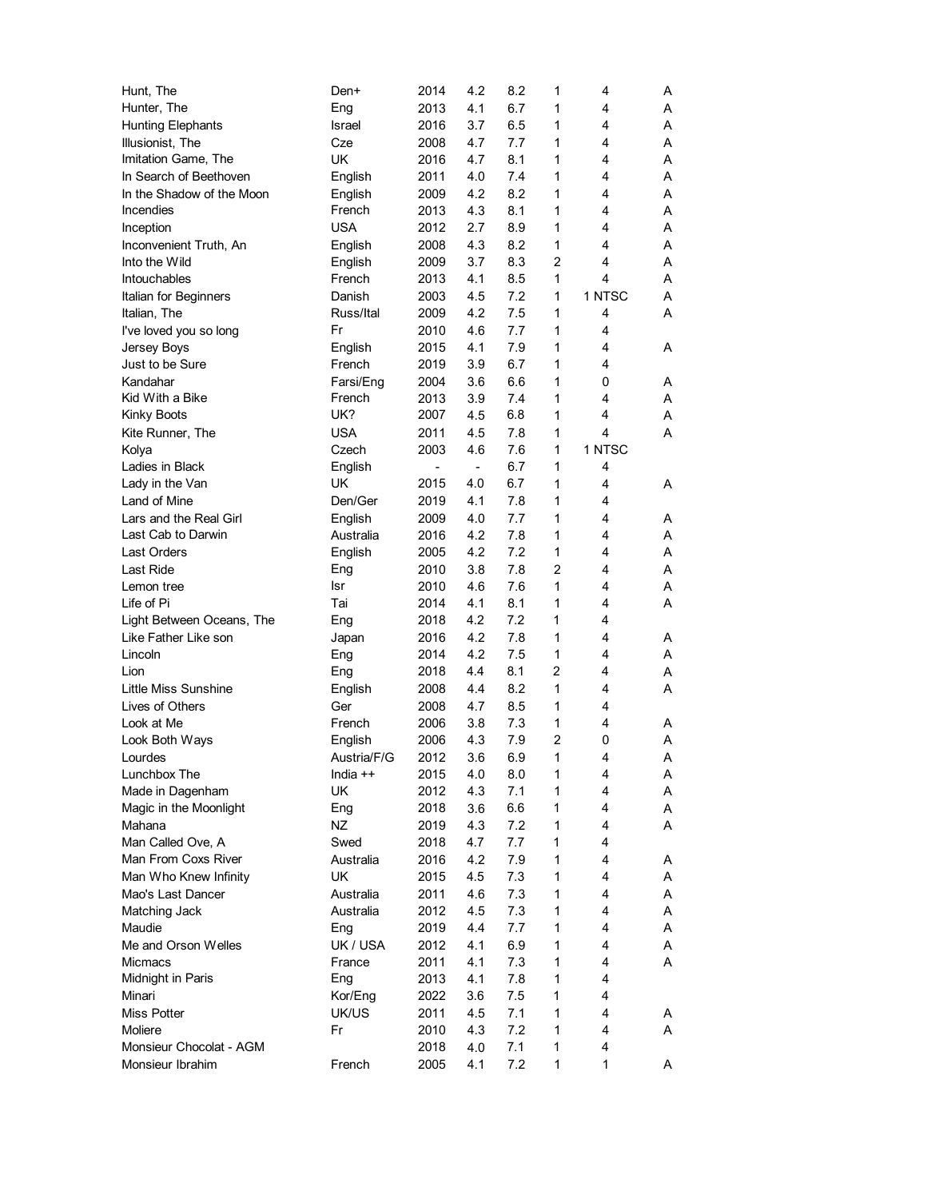| | | | | | | | |
|---|---|---|---|---|---|---|---|
| Hunt, The | Den+ | 2014 | 4.2 | 8.2 | 1 | 4 | A |
| Hunter, The | Eng | 2013 | 4.1 | 6.7 | 1 | 4 | A |
| Hunting Elephants | Israel | 2016 | 3.7 | 6.5 | 1 | 4 | A |
| Illusionist, The | Cze | 2008 | 4.7 | 7.7 | 1 | 4 | A |
| Imitation Game, The | UK | 2016 | 4.7 | 8.1 | 1 | 4 | A |
| In Search of Beethoven | English | 2011 | 4.0 | 7.4 | 1 | 4 | A |
| In the Shadow of the Moon | English | 2009 | 4.2 | 8.2 | 1 | 4 | A |
| Incendies | French | 2013 | 4.3 | 8.1 | 1 | 4 | A |
| Inception | USA | 2012 | 2.7 | 8.9 | 1 | 4 | A |
| Inconvenient Truth, An | English | 2008 | 4.3 | 8.2 | 1 | 4 | A |
| Into the Wild | English | 2009 | 3.7 | 8.3 | 2 | 4 | A |
| Intouchables | French | 2013 | 4.1 | 8.5 | 1 | 4 | A |
| Italian for Beginners | Danish | 2003 | 4.5 | 7.2 | 1 | 1 NTSC | A |
| Italian, The | Russ/Ital | 2009 | 4.2 | 7.5 | 1 | 4 | A |
| I've loved you so long | Fr | 2010 | 4.6 | 7.7 | 1 | 4 | |
| Jersey Boys | English | 2015 | 4.1 | 7.9 | 1 | 4 | A |
| Just to be Sure | French | 2019 | 3.9 | 6.7 | 1 | 4 | |
| Kandahar | Farsi/Eng | 2004 | 3.6 | 6.6 | 1 | 0 | A |
| Kid With a Bike | French | 2013 | 3.9 | 7.4 | 1 | 4 | A |
| Kinky Boots | UK? | 2007 | 4.5 | 6.8 | 1 | 4 | A |
| Kite Runner, The | USA | 2011 | 4.5 | 7.8 | 1 | 4 | A |
| Kolya | Czech | 2003 | 4.6 | 7.6 | 1 | 1 NTSC | |
| Ladies in Black | English | - | - | 6.7 | 1 | 4 | |
| Lady in the Van | UK | 2015 | 4.0 | 6.7 | 1 | 4 | A |
| Land of Mine | Den/Ger | 2019 | 4.1 | 7.8 | 1 | 4 | |
| Lars and the Real Girl | English | 2009 | 4.0 | 7.7 | 1 | 4 | A |
| Last Cab to Darwin | Australia | 2016 | 4.2 | 7.8 | 1 | 4 | A |
| Last Orders | English | 2005 | 4.2 | 7.2 | 1 | 4 | A |
| Last Ride | Eng | 2010 | 3.8 | 7.8 | 2 | 4 | A |
| Lemon tree | Isr | 2010 | 4.6 | 7.6 | 1 | 4 | A |
| Life of Pi | Tai | 2014 | 4.1 | 8.1 | 1 | 4 | A |
| Light Between Oceans, The | Eng | 2018 | 4.2 | 7.2 | 1 | 4 | |
| Like Father Like son | Japan | 2016 | 4.2 | 7.8 | 1 | 4 | A |
| Lincoln | Eng | 2014 | 4.2 | 7.5 | 1 | 4 | A |
| Lion | Eng | 2018 | 4.4 | 8.1 | 2 | 4 | A |
| Little Miss Sunshine | English | 2008 | 4.4 | 8.2 | 1 | 4 | A |
| Lives of Others | Ger | 2008 | 4.7 | 8.5 | 1 | 4 | |
| Look at Me | French | 2006 | 3.8 | 7.3 | 1 | 4 | A |
| Look Both Ways | English | 2006 | 4.3 | 7.9 | 2 | 0 | A |
| Lourdes | Austria/F/G | 2012 | 3.6 | 6.9 | 1 | 4 | A |
| Lunchbox The | India ++ | 2015 | 4.0 | 8.0 | 1 | 4 | A |
| Made in Dagenham | UK | 2012 | 4.3 | 7.1 | 1 | 4 | A |
| Magic in the Moonlight | Eng | 2018 | 3.6 | 6.6 | 1 | 4 | A |
| Mahana | NZ | 2019 | 4.3 | 7.2 | 1 | 4 | A |
| Man Called Ove, A | Swed | 2018 | 4.7 | 7.7 | 1 | 4 | |
| Man From Coxs River | Australia | 2016 | 4.2 | 7.9 | 1 | 4 | A |
| Man Who Knew Infinity | UK | 2015 | 4.5 | 7.3 | 1 | 4 | A |
| Mao's Last Dancer | Australia | 2011 | 4.6 | 7.3 | 1 | 4 | A |
| Matching Jack | Australia | 2012 | 4.5 | 7.3 | 1 | 4 | A |
| Maudie | Eng | 2019 | 4.4 | 7.7 | 1 | 4 | A |
| Me and Orson Welles | UK / USA | 2012 | 4.1 | 6.9 | 1 | 4 | A |
| Micmacs | France | 2011 | 4.1 | 7.3 | 1 | 4 | A |
| Midnight in Paris | Eng | 2013 | 4.1 | 7.8 | 1 | 4 | |
| Minari | Kor/Eng | 2022 | 3.6 | 7.5 | 1 | 4 | |
| Miss Potter | UK/US | 2011 | 4.5 | 7.1 | 1 | 4 | A |
| Moliere | Fr | 2010 | 4.3 | 7.2 | 1 | 4 | A |
| Monsieur Chocolat - AGM | | 2018 | 4.0 | 7.1 | 1 | 4 | |
| Monsieur Ibrahim | French | 2005 | 4.1 | 7.2 | 1 | 1 | A |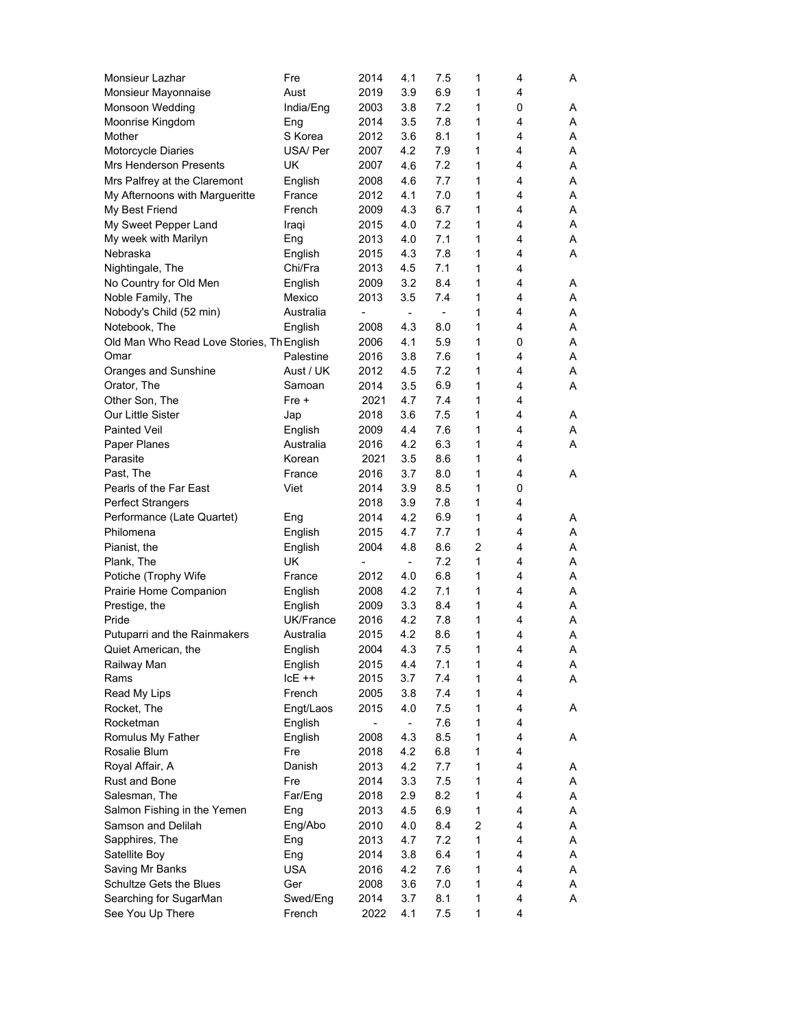| | | | | | | | |
|---|---|---|---|---|---|---|---|
| Monsieur Lazhar | Fre | 2014 | 4.1 | 7.5 | 1 | 4 | A |
| Monsieur Mayonnaise | Aust | 2019 | 3.9 | 6.9 | 1 | 4 | |
| Monsoon Wedding | India/Eng | 2003 | 3.8 | 7.2 | 1 | 0 | A |
| Moonrise Kingdom | Eng | 2014 | 3.5 | 7.8 | 1 | 4 | A |
| Mother | S Korea | 2012 | 3.6 | 8.1 | 1 | 4 | A |
| Motorcycle Diaries | USA/ Per | 2007 | 4.2 | 7.9 | 1 | 4 | A |
| Mrs Henderson Presents | UK | 2007 | 4.6 | 7.2 | 1 | 4 | A |
| Mrs Palfrey at the Claremont | English | 2008 | 4.6 | 7.7 | 1 | 4 | A |
| My Afternoons with Margueritte | France | 2012 | 4.1 | 7.0 | 1 | 4 | A |
| My Best Friend | French | 2009 | 4.3 | 6.7 | 1 | 4 | A |
| My Sweet Pepper Land | Iraqi | 2015 | 4.0 | 7.2 | 1 | 4 | A |
| My week with Marilyn | Eng | 2013 | 4.0 | 7.1 | 1 | 4 | A |
| Nebraska | English | 2015 | 4.3 | 7.8 | 1 | 4 | A |
| Nightingale, The | Chi/Fra | 2013 | 4.5 | 7.1 | 1 | 4 | |
| No Country for Old Men | English | 2009 | 3.2 | 8.4 | 1 | 4 | A |
| Noble Family, The | Mexico | 2013 | 3.5 | 7.4 | 1 | 4 | A |
| Nobody's Child (52 min) | Australia | - | - | - | 1 | 4 | A |
| Notebook, The | English | 2008 | 4.3 | 8.0 | 1 | 4 | A |
| Old Man Who Read Love Stories, Th | English | 2006 | 4.1 | 5.9 | 1 | 0 | A |
| Omar | Palestine | 2016 | 3.8 | 7.6 | 1 | 4 | A |
| Oranges and Sunshine | Aust / UK | 2012 | 4.5 | 7.2 | 1 | 4 | A |
| Orator, The | Samoan | 2014 | 3.5 | 6.9 | 1 | 4 | A |
| Other Son, The | Fre + | 2021 | 4.7 | 7.4 | 1 | 4 | |
| Our Little Sister | Jap | 2018 | 3.6 | 7.5 | 1 | 4 | A |
| Painted Veil | English | 2009 | 4.4 | 7.6 | 1 | 4 | A |
| Paper Planes | Australia | 2016 | 4.2 | 6.3 | 1 | 4 | A |
| Parasite | Korean | 2021 | 3.5 | 8.6 | 1 | 4 | |
| Past, The | France | 2016 | 3.7 | 8.0 | 1 | 4 | A |
| Pearls of the Far East | Viet | 2014 | 3.9 | 8.5 | 1 | 0 | |
| Perfect Strangers | | 2018 | 3.9 | 7.8 | 1 | 4 | |
| Performance (Late Quartet) | Eng | 2014 | 4.2 | 6.9 | 1 | 4 | A |
| Philomena | English | 2015 | 4.7 | 7.7 | 1 | 4 | A |
| Pianist, the | English | 2004 | 4.8 | 8.6 | 2 | 4 | A |
| Plank, The | UK | - | - | 7.2 | 1 | 4 | A |
| Potiche (Trophy Wife | France | 2012 | 4.0 | 6.8 | 1 | 4 | A |
| Prairie Home Companion | English | 2008 | 4.2 | 7.1 | 1 | 4 | A |
| Prestige, the | English | 2009 | 3.3 | 8.4 | 1 | 4 | A |
| Pride | UK/France | 2016 | 4.2 | 7.8 | 1 | 4 | A |
| Putuparri and the Rainmakers | Australia | 2015 | 4.2 | 8.6 | 1 | 4 | A |
| Quiet American, the | English | 2004 | 4.3 | 7.5 | 1 | 4 | A |
| Railway Man | English | 2015 | 4.4 | 7.1 | 1 | 4 | A |
| Rams | IcE ++ | 2015 | 3.7 | 7.4 | 1 | 4 | A |
| Read My Lips | French | 2005 | 3.8 | 7.4 | 1 | 4 | |
| Rocket, The | Engt/Laos | 2015 | 4.0 | 7.5 | 1 | 4 | A |
| Rocketman | English | - | - | 7.6 | 1 | 4 | |
| Romulus My Father | English | 2008 | 4.3 | 8.5 | 1 | 4 | A |
| Rosalie Blum | Fre | 2018 | 4.2 | 6.8 | 1 | 4 | |
| Royal Affair, A | Danish | 2013 | 4.2 | 7.7 | 1 | 4 | A |
| Rust and Bone | Fre | 2014 | 3.3 | 7.5 | 1 | 4 | A |
| Salesman, The | Far/Eng | 2018 | 2.9 | 8.2 | 1 | 4 | A |
| Salmon Fishing in the Yemen | Eng | 2013 | 4.5 | 6.9 | 1 | 4 | A |
| Samson and Delilah | Eng/Abo | 2010 | 4.0 | 8.4 | 2 | 4 | A |
| Sapphires, The | Eng | 2013 | 4.7 | 7.2 | 1 | 4 | A |
| Satellite Boy | Eng | 2014 | 3.8 | 6.4 | 1 | 4 | A |
| Saving Mr Banks | USA | 2016 | 4.2 | 7.6 | 1 | 4 | A |
| Schultze Gets the Blues | Ger | 2008 | 3.6 | 7.0 | 1 | 4 | A |
| Searching for SugarMan | Swed/Eng | 2014 | 3.7 | 8.1 | 1 | 4 | A |
| See You Up There | French | 2022 | 4.1 | 7.5 | 1 | 4 | |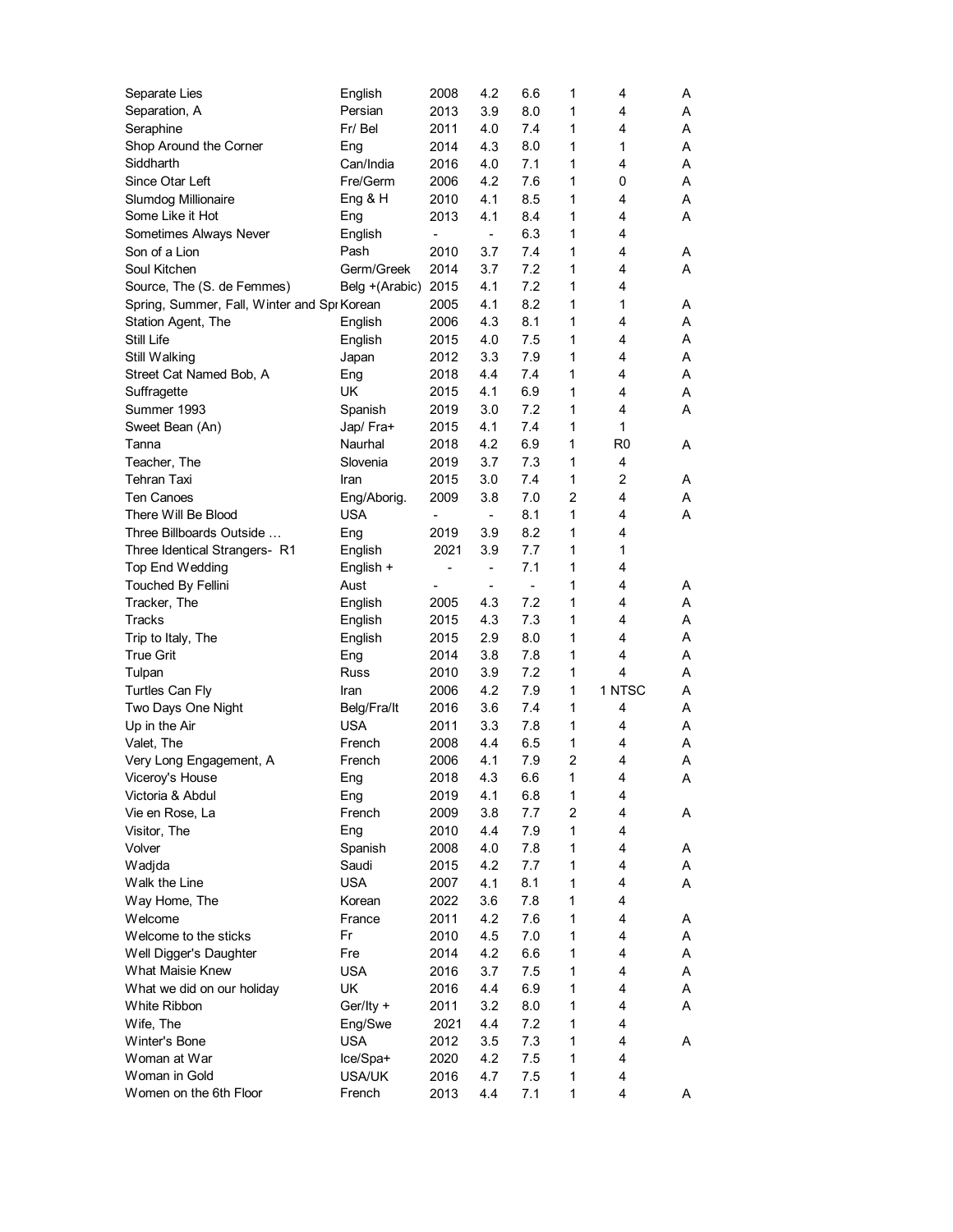| | | | | | | | |
|---|---|---|---|---|---|---|---|
| Separate Lies | English | 2008 | 4.2 | 6.6 | 1 | 4 | A |
| Separation, A | Persian | 2013 | 3.9 | 8.0 | 1 | 4 | A |
| Seraphine | Fr/ Bel | 2011 | 4.0 | 7.4 | 1 | 4 | A |
| Shop Around the Corner | Eng | 2014 | 4.3 | 8.0 | 1 | 1 | A |
| Siddharth | Can/India | 2016 | 4.0 | 7.1 | 1 | 4 | A |
| Since Otar Left | Fre/Germ | 2006 | 4.2 | 7.6 | 1 | 0 | A |
| Slumdog Millionaire | Eng & H | 2010 | 4.1 | 8.5 | 1 | 4 | A |
| Some Like it Hot | Eng | 2013 | 4.1 | 8.4 | 1 | 4 | A |
| Sometimes Always Never | English | - | - | 6.3 | 1 | 4 | |
| Son of a Lion | Pash | 2010 | 3.7 | 7.4 | 1 | 4 | A |
| Soul Kitchen | Germ/Greek | 2014 | 3.7 | 7.2 | 1 | 4 | A |
| Source, The (S. de Femmes) | Belg +(Arabic) | 2015 | 4.1 | 7.2 | 1 | 4 | |
| Spring, Summer, Fall, Winter and Spr | Korean | 2005 | 4.1 | 8.2 | 1 | 1 | A |
| Station Agent, The | English | 2006 | 4.3 | 8.1 | 1 | 4 | A |
| Still Life | English | 2015 | 4.0 | 7.5 | 1 | 4 | A |
| Still Walking | Japan | 2012 | 3.3 | 7.9 | 1 | 4 | A |
| Street Cat Named Bob, A | Eng | 2018 | 4.4 | 7.4 | 1 | 4 | A |
| Suffragette | UK | 2015 | 4.1 | 6.9 | 1 | 4 | A |
| Summer 1993 | Spanish | 2019 | 3.0 | 7.2 | 1 | 4 | A |
| Sweet Bean (An) | Jap/ Fra+ | 2015 | 4.1 | 7.4 | 1 | 1 | |
| Tanna | Naurhal | 2018 | 4.2 | 6.9 | 1 | R0 | A |
| Teacher, The | Slovenia | 2019 | 3.7 | 7.3 | 1 | 4 | |
| Tehran Taxi | Iran | 2015 | 3.0 | 7.4 | 1 | 2 | A |
| Ten Canoes | Eng/Aborig. | 2009 | 3.8 | 7.0 | 2 | 4 | A |
| There Will Be Blood | USA | - | - | 8.1 | 1 | 4 | A |
| Three Billboards Outside … | Eng | 2019 | 3.9 | 8.2 | 1 | 4 | |
| Three Identical Strangers- R1 | English | 2021 | 3.9 | 7.7 | 1 | 1 | |
| Top End Wedding | English + | - | - | 7.1 | 1 | 4 | |
| Touched By Fellini | Aust | - | - | - | 1 | 4 | A |
| Tracker, The | English | 2005 | 4.3 | 7.2 | 1 | 4 | A |
| Tracks | English | 2015 | 4.3 | 7.3 | 1 | 4 | A |
| Trip to Italy, The | English | 2015 | 2.9 | 8.0 | 1 | 4 | A |
| True Grit | Eng | 2014 | 3.8 | 7.8 | 1 | 4 | A |
| Tulpan | Russ | 2010 | 3.9 | 7.2 | 1 | 4 | A |
| Turtles Can Fly | Iran | 2006 | 4.2 | 7.9 | 1 | 1 NTSC | A |
| Two Days One Night | Belg/Fra/It | 2016 | 3.6 | 7.4 | 1 | 4 | A |
| Up in the Air | USA | 2011 | 3.3 | 7.8 | 1 | 4 | A |
| Valet, The | French | 2008 | 4.4 | 6.5 | 1 | 4 | A |
| Very Long Engagement, A | French | 2006 | 4.1 | 7.9 | 2 | 4 | A |
| Viceroy's House | Eng | 2018 | 4.3 | 6.6 | 1 | 4 | A |
| Victoria & Abdul | Eng | 2019 | 4.1 | 6.8 | 1 | 4 | |
| Vie en Rose, La | French | 2009 | 3.8 | 7.7 | 2 | 4 | A |
| Visitor, The | Eng | 2010 | 4.4 | 7.9 | 1 | 4 | |
| Volver | Spanish | 2008 | 4.0 | 7.8 | 1 | 4 | A |
| Wadjda | Saudi | 2015 | 4.2 | 7.7 | 1 | 4 | A |
| Walk the Line | USA | 2007 | 4.1 | 8.1 | 1 | 4 | A |
| Way Home, The | Korean | 2022 | 3.6 | 7.8 | 1 | 4 | |
| Welcome | France | 2011 | 4.2 | 7.6 | 1 | 4 | A |
| Welcome to the sticks | Fr | 2010 | 4.5 | 7.0 | 1 | 4 | A |
| Well Digger's Daughter | Fre | 2014 | 4.2 | 6.6 | 1 | 4 | A |
| What Maisie Knew | USA | 2016 | 3.7 | 7.5 | 1 | 4 | A |
| What we did on our holiday | UK | 2016 | 4.4 | 6.9 | 1 | 4 | A |
| White Ribbon | Ger/Ity + | 2011 | 3.2 | 8.0 | 1 | 4 | A |
| Wife, The | Eng/Swe | 2021 | 4.4 | 7.2 | 1 | 4 | |
| Winter's Bone | USA | 2012 | 3.5 | 7.3 | 1 | 4 | A |
| Woman at War | Ice/Spa+ | 2020 | 4.2 | 7.5 | 1 | 4 | |
| Woman in Gold | USA/UK | 2016 | 4.7 | 7.5 | 1 | 4 | |
| Women on the 6th Floor | French | 2013 | 4.4 | 7.1 | 1 | 4 | A |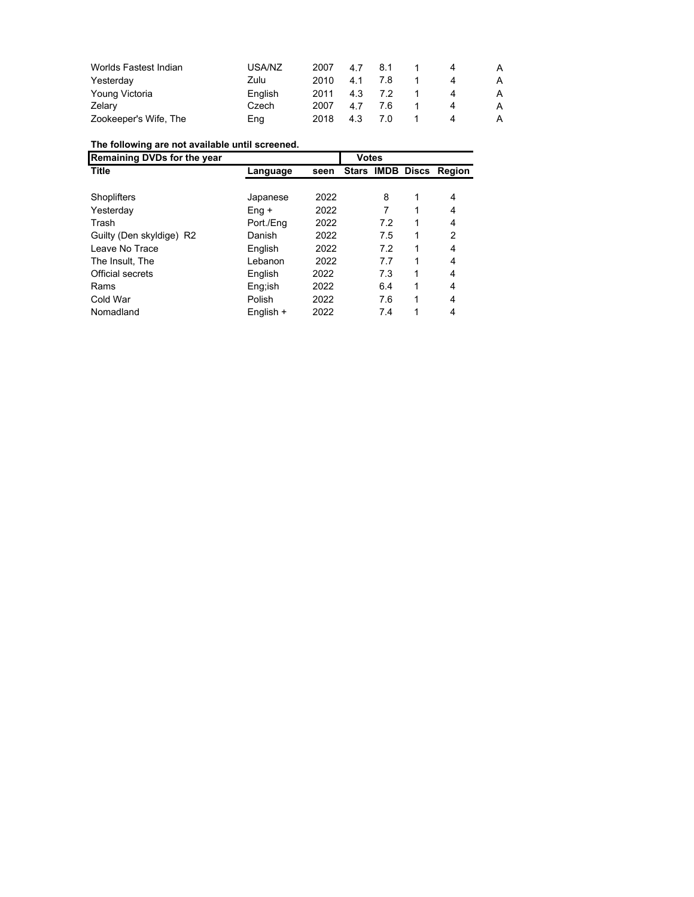| | | | | | | | |
|---|---|---|---|---|---|---|---|
| Worlds Fastest Indian | USA/NZ | 2007 | 4.7 | 8.1 | 1 | 4 | A |
| Yesterday | Zulu | 2010 | 4.1 | 7.8 | 1 | 4 | A |
| Young Victoria | English | 2011 | 4.3 | 7.2 | 1 | 4 | A |
| Zelary | Czech | 2007 | 4.7 | 7.6 | 1 | 4 | A |
| Zookeeper's Wife, The | Eng | 2018 | 4.3 | 7.0 | 1 | 4 | A |

**The following are not available until screened.**

| Remaining DVDs for the year | | | Votes | | | |
|---|---|---|---|---|---|---|
| **Title** | **Language** | **seen** | **Stars** | **IMDB** | **Discs** | **Region** |
| Shoplifters | Japanese | 2022 | | 8 | 1 | 4 |
| Yesterday | Eng + | 2022 | | 7 | 1 | 4 |
| Trash | Port./Eng | 2022 | | 7.2 | 1 | 4 |
| Guilty (Den skyldige) R2 | Danish | 2022 | | 7.5 | 1 | 2 |
| Leave No Trace | English | 2022 | | 7.2 | 1 | 4 |
| The Insult, The | Lebanon | 2022 | | 7.7 | 1 | 4 |
| Official secrets | English | 2022 | | 7.3 | 1 | 4 |
| Rams | Eng;ish | 2022 | | 6.4 | 1 | 4 |
| Cold War | Polish | 2022 | | 7.6 | 1 | 4 |
| Nomadland | English + | 2022 | | 7.4 | 1 | 4 |